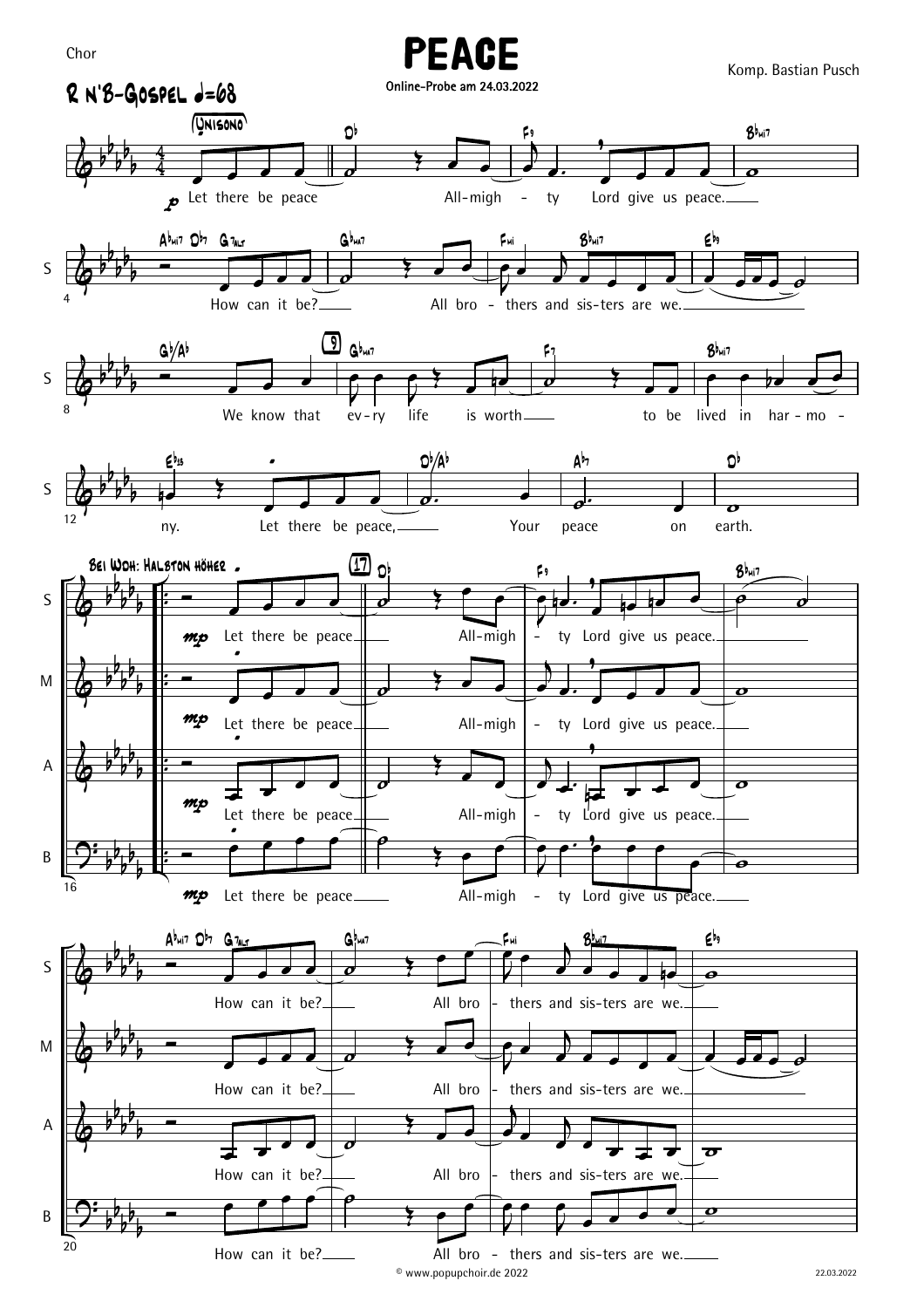Chor

# PEACE

Online-Probe am 24.03.2022

Komp. Bastian Pusch

R N'B-Gospel ♩=68

(Unisono)

*p* Let there be peace All-migh - ty Lord give us peace.

How can it be? All bro - thers and sis-ters are we.

We know that ev-ry life is worth to be lived in har-mo - ny. Let there be peace, Your peace on earth.

Bei Wdh: Halbton höher

S: *mp* Let there be peace All-migh - ty Lord give us peace. How can it be? All bro - thers and sis-ters are we.

M: *mp* Let there be peace All-migh - ty Lord give us peace. How can it be? All bro - thers and sis-ters are we.

A: *mp* Let there be peace All-migh - ty Lord give us peace. How can it be? All bro - thers and sis-ters are we.

B: *mp* Let there be peace All-migh - ty Lord give us peace. How can it be? All bro - thers and sis-ters are we.

© www.popupchoir.de 2022

22.03.2022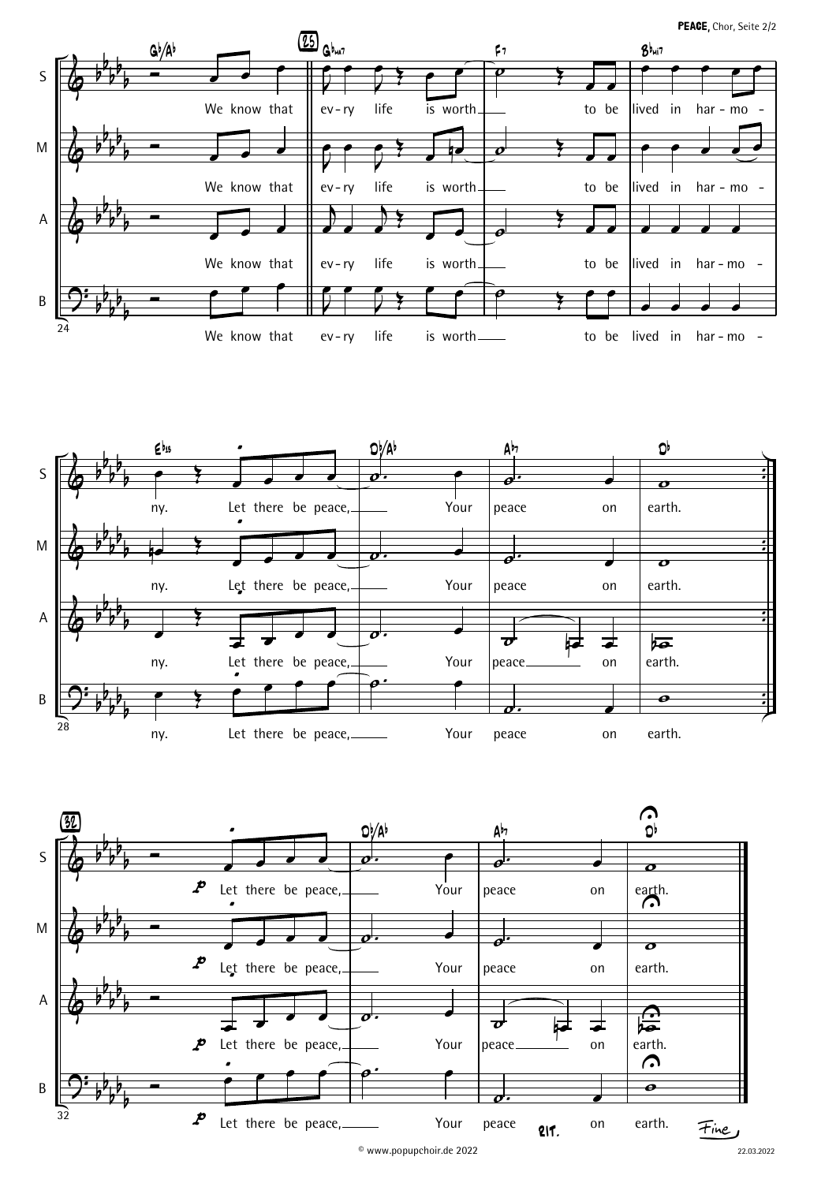We know that ev-ry life is worth to be lived in har-mo-ny. Let there be peace, Your peace on earth.

Let there be peace, Your peace on earth.

Fine